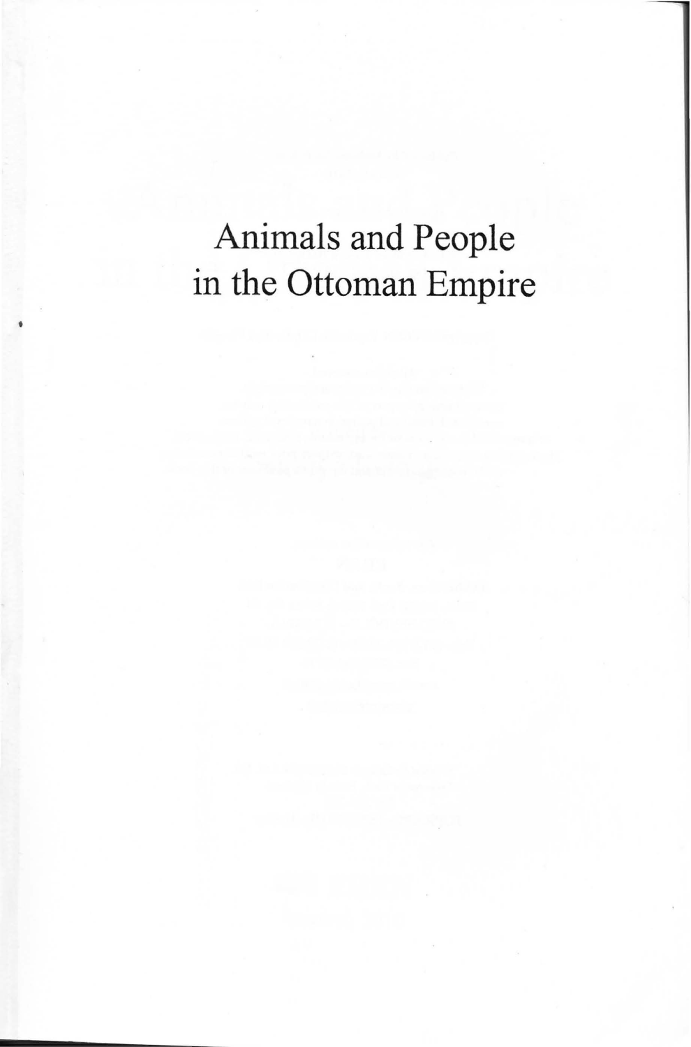# Animals and People in the Ottoman Empire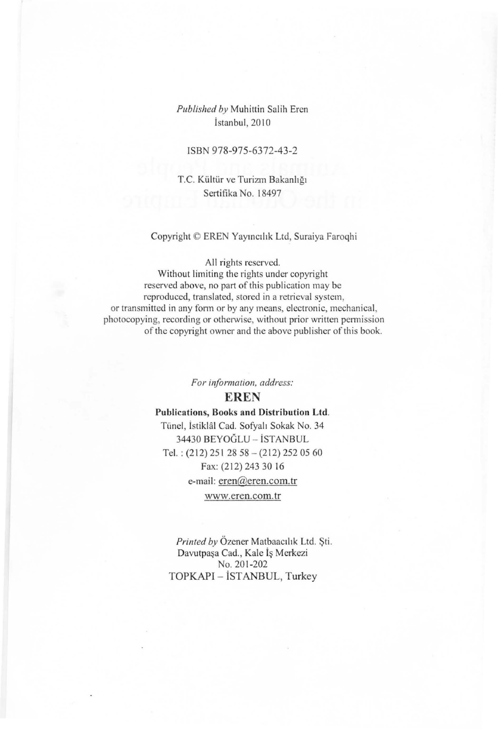*Published by* Muhittin Salih Eren
İstanbul, 2010

ISBN 978-975-6372-43-2

T.C. Kültür ve Turizm Bakanlığı
Sertifika No. 18497

Copyright © EREN Yayıncılık Ltd, Suraiya Faroqhi

All rights reserved.
Without limiting the rights under copyright reserved above, no part of this publication may be reproduced, translated, stored in a retrieval system, or transmitted in any form or by any means, electronic, mechanical, photocopying, recording or otherwise, without prior written permission of the copyright owner and the above publisher of this book.

*For information, address:*

**EREN**

**Publications, Books and Distribution Ltd.**
Tünel, İstiklâl Cad. Sofyalı Sokak No. 34
34430 BEYOĞLU – İSTANBUL
Tel. : (212) 251 28 58 – (212) 252 05 60
Fax: (212) 243 30 16
e-mail: eren@eren.com.tr
www.eren.com.tr

*Printed by* Özener Matbaacılık Ltd. Şti.
Davutpaşa Cad., Kale İş Merkezi
No. 201-202
TOPKAPI – İSTANBUL, Turkey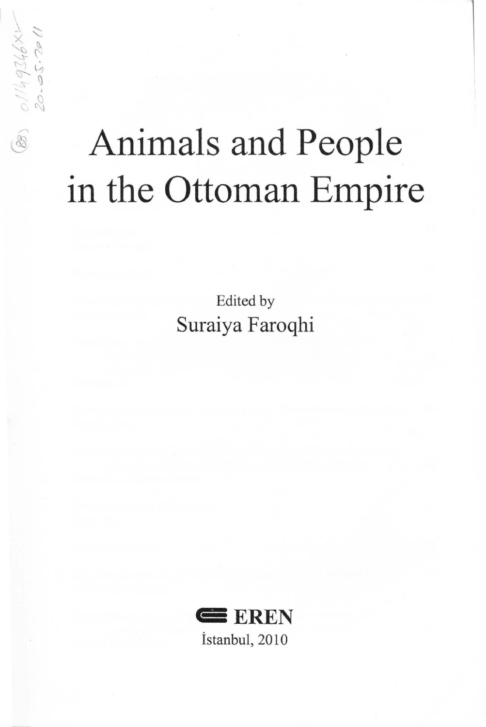# Animals and People in the Ottoman Empire

Edited by

Suraiya Faroqhi

EREN

İstanbul, 2010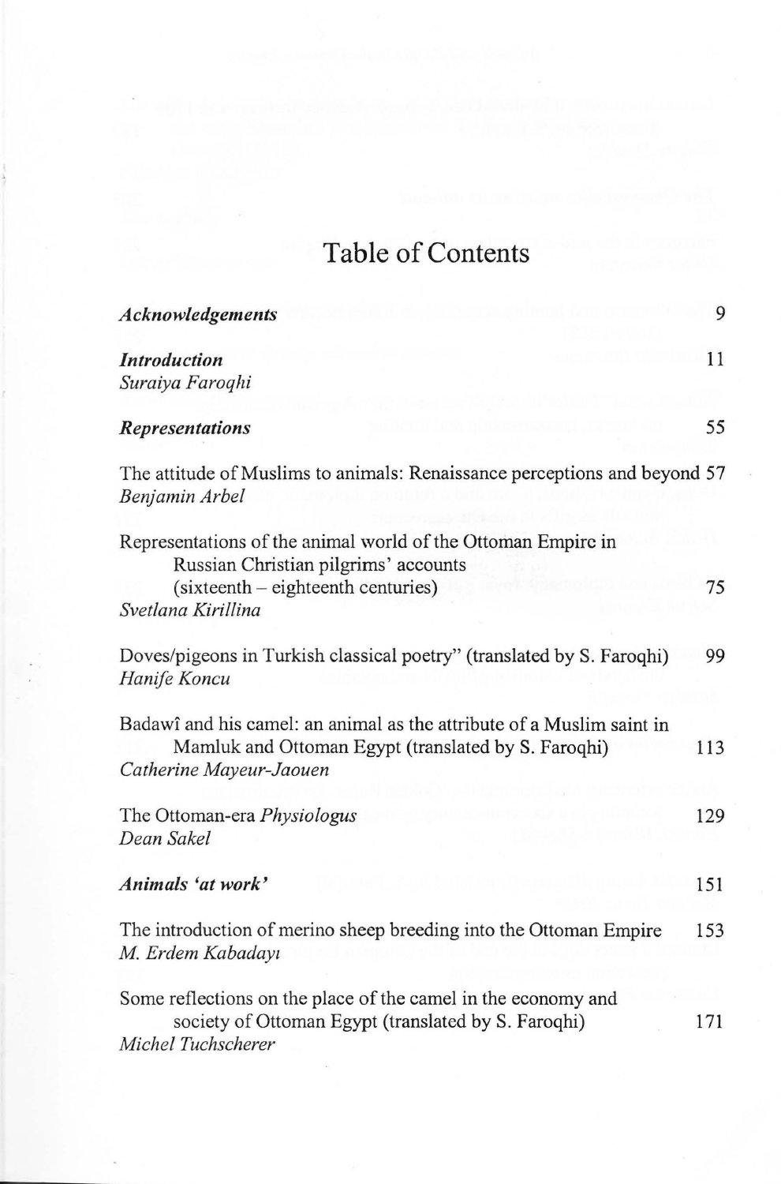# Table of Contents

*Acknowledgements* 9

***Introduction*** 11
*Suraiya Faroqhi*

***Representations*** 55

The attitude of Muslims to animals: Renaissance perceptions and beyond 57
*Benjamin Arbel*

Representations of the animal world of the Ottoman Empire in Russian Christian pilgrims' accounts (sixteenth – eighteenth centuries) 75
*Svetlana Kirillina*

Doves/pigeons in Turkish classical poetry" (translated by S. Faroqhi) 99
*Hanife Koncu*

Badawî and his camel: an animal as the attribute of a Muslim saint in Mamluk and Ottoman Egypt (translated by S. Faroqhi) 113
*Catherine Mayeur-Jaouen*

The Ottoman-era *Physiologus* 129
*Dean Sakel*

***Animals 'at work'*** 151

The introduction of merino sheep breeding into the Ottoman Empire 153
*M. Erdem Kabadayı*

Some reflections on the place of the camel in the economy and society of Ottoman Egypt (translated by S. Faroqhi) 171
*Michel Tuchscherer*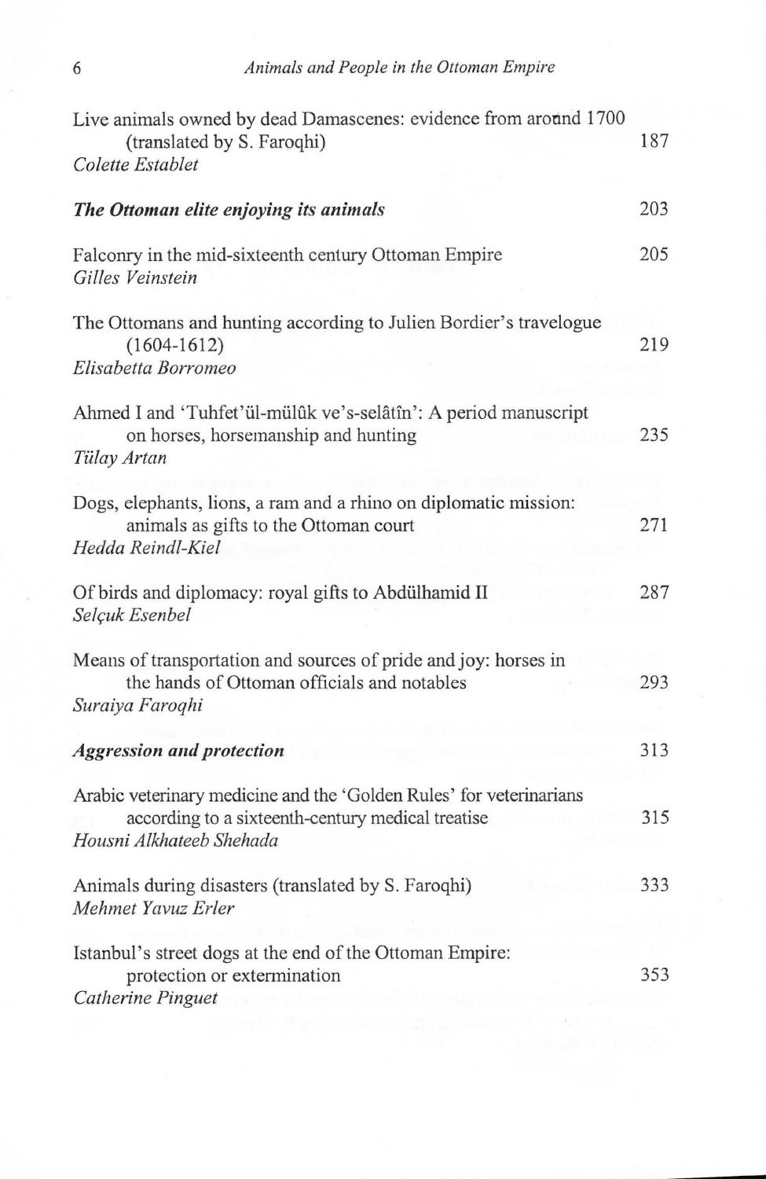Live animals owned by dead Damascenes: evidence from around 1700 (translated by S. Faroqhi) 187
*Colette Establet*

***The Ottoman elite enjoying its animals*** 203

Falconry in the mid-sixteenth century Ottoman Empire 205
*Gilles Veinstein*

The Ottomans and hunting according to Julien Bordier's travelogue (1604-1612) 219
*Elisabetta Borromeo*

Ahmed I and 'Tuhfet'ül-mülûk ve's-selâtîn': A period manuscript on horses, horsemanship and hunting 235
*Tülay Artan*

Dogs, elephants, lions, a ram and a rhino on diplomatic mission: animals as gifts to the Ottoman court 271
*Hedda Reindl-Kiel*

Of birds and diplomacy: royal gifts to Abdülhamid II 287
*Selçuk Esenbel*

Means of transportation and sources of pride and joy: horses in the hands of Ottoman officials and notables 293
*Suraiya Faroqhi*

***Aggression and protection*** 313

Arabic veterinary medicine and the 'Golden Rules' for veterinarians according to a sixteenth-century medical treatise 315
*Housni Alkhateeb Shehada*

Animals during disasters (translated by S. Faroqhi) 333
*Mehmet Yavuz Erler*

Istanbul's street dogs at the end of the Ottoman Empire: protection or extermination 353
*Catherine Pinguet*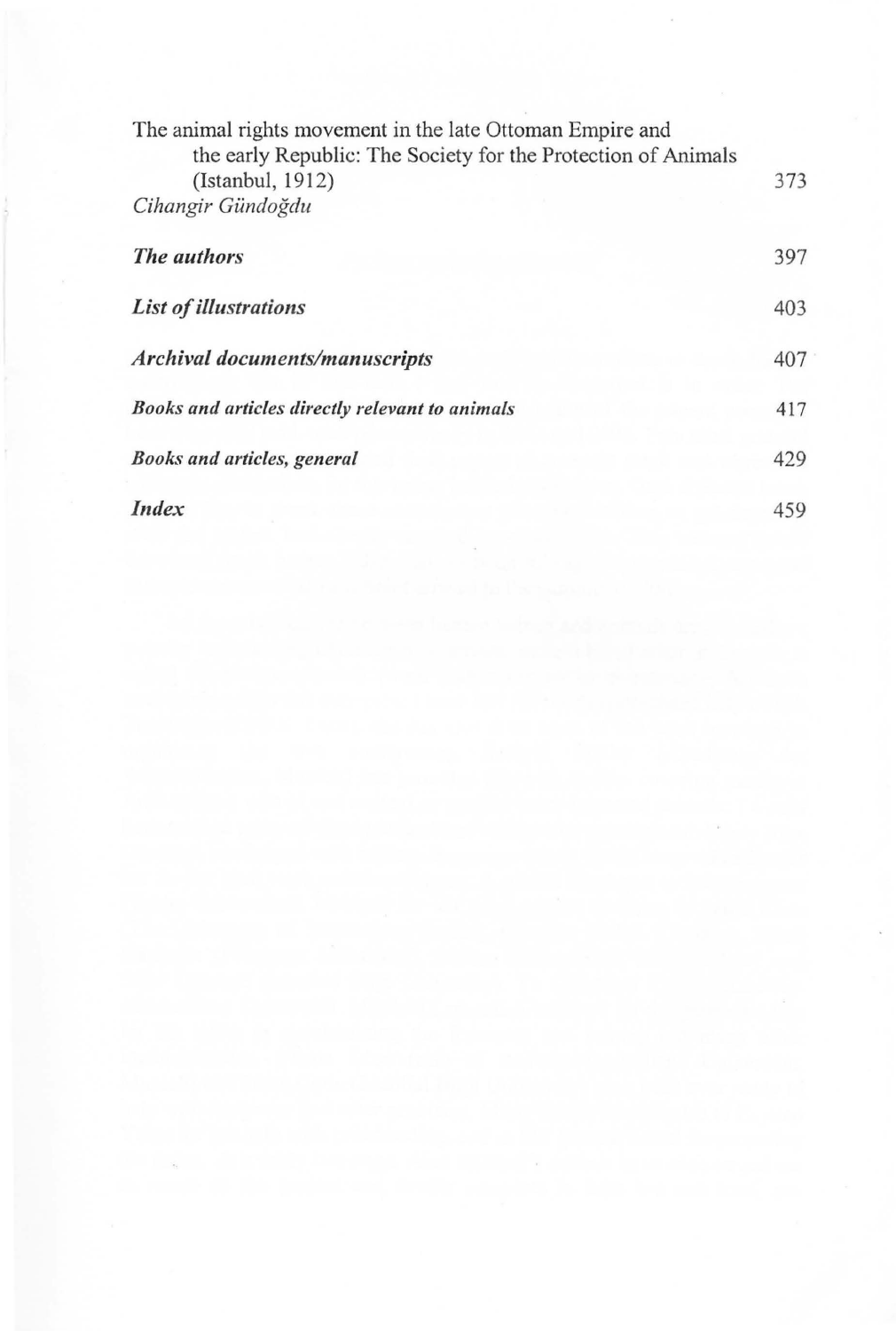The animal rights movement in the late Ottoman Empire and the early Republic: The Society for the Protection of Animals (Istanbul, 1912) 373
*Cihangir Gündoğdu*

***The authors*** 397

***List of illustrations*** 403

***Archival documents/manuscripts*** 407

***Books and articles directly relevant to animals*** 417

***Books and articles, general*** 429

***Index*** 459